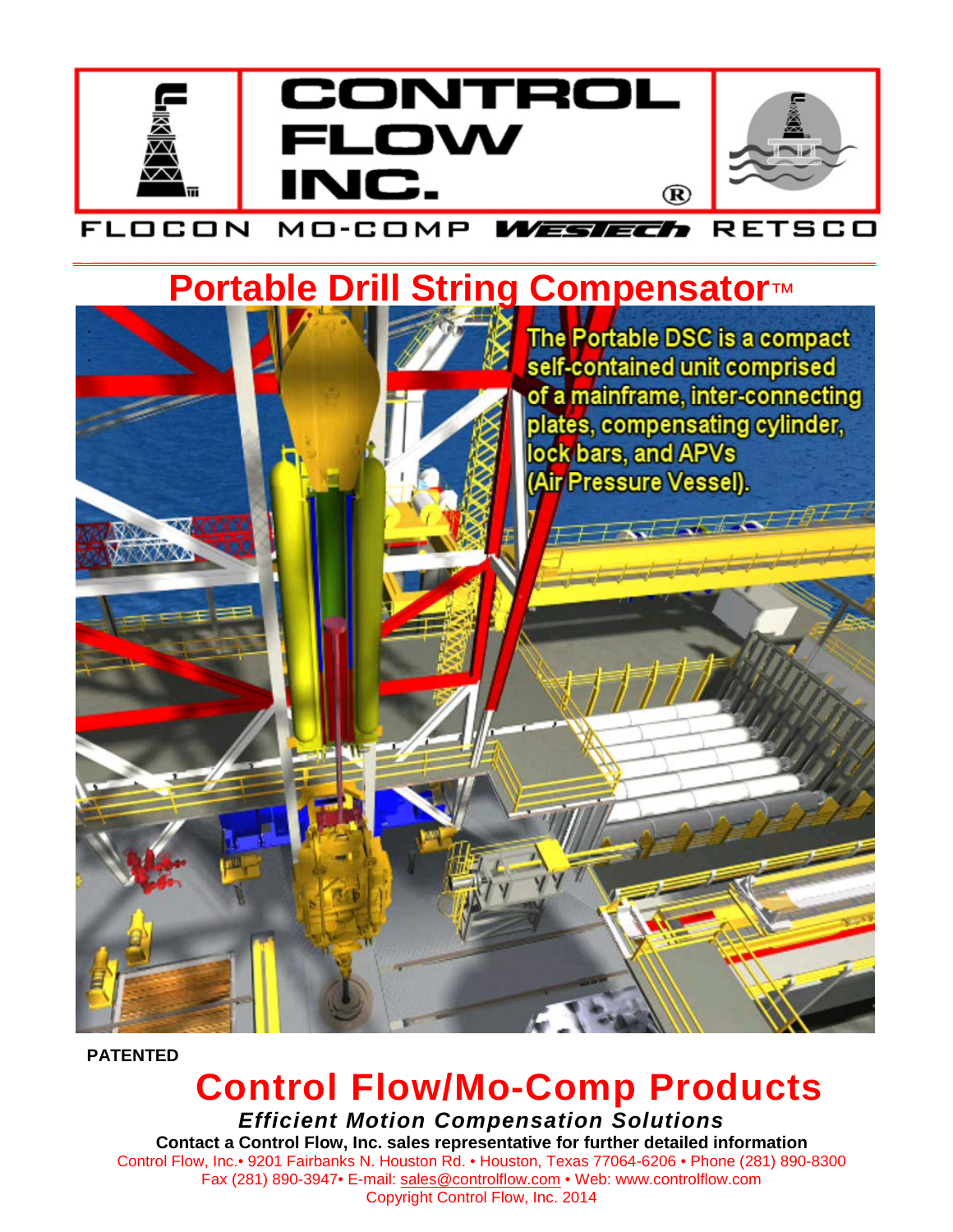# CONTROL FLOW INC.®

FLOCON MO-COMP WESTECH RETSCO

# Portable Drill String Compensator™

The Portable DSC is a compact self-contained unit comprised of a mainframe, inter-connecting plates, compensating cylinder, lock bars, and APVs (Air Pressure Vessel).

**PATENTED**

## Control Flow/Mo-Comp Products

***Efficient Motion Compensation Solutions***

**Contact a Control Flow, Inc. sales representative for further detailed information**

Control Flow, Inc.• 9201 Fairbanks N. Houston Rd. • Houston, Texas 77064-6206 • Phone (281) 890-8300
Fax (281) 890-3947• E-mail: sales@controlflow.com • Web: www.controlflow.com
Copyright Control Flow, Inc. 2014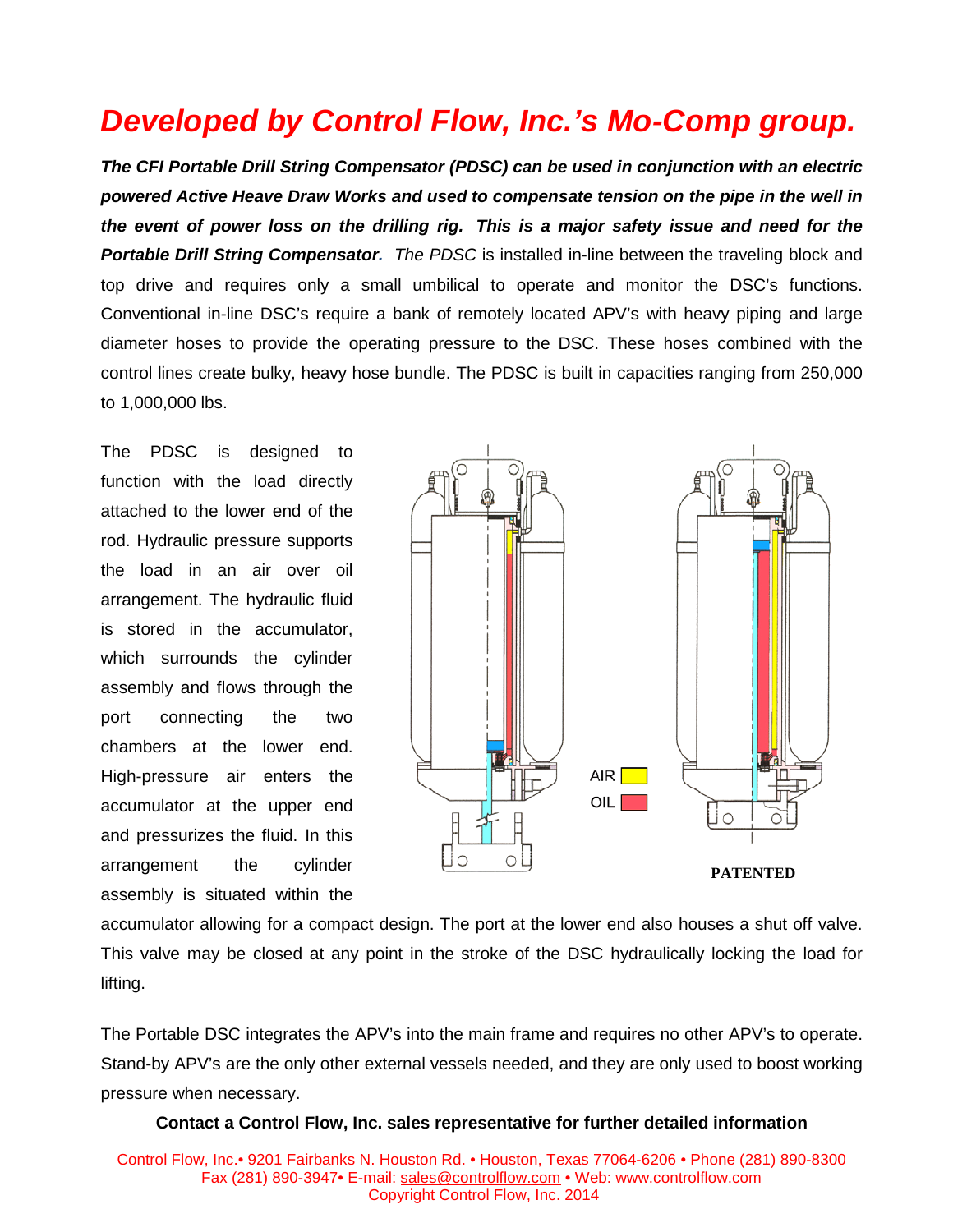# *Developed by Control Flow, Inc.'s Mo-Comp group.*

***The CFI Portable Drill String Compensator (PDSC) can be used in conjunction with an electric powered Active Heave Draw Works and used to compensate tension on the pipe in the well in the event of power loss on the drilling rig. This is a major safety issue and need for the Portable Drill String Compensator.*** *The PDSC* is installed in-line between the traveling block and top drive and requires only a small umbilical to operate and monitor the DSC's functions. Conventional in-line DSC's require a bank of remotely located APV's with heavy piping and large diameter hoses to provide the operating pressure to the DSC. These hoses combined with the control lines create bulky, heavy hose bundle. The PDSC is built in capacities ranging from 250,000 to 1,000,000 lbs.

The PDSC is designed to function with the load directly attached to the lower end of the rod. Hydraulic pressure supports the load in an air over oil arrangement. The hydraulic fluid is stored in the accumulator, which surrounds the cylinder assembly and flows through the port connecting the two chambers at the lower end. High-pressure air enters the accumulator at the upper end and pressurizes the fluid. In this arrangement the cylinder assembly is situated within the accumulator allowing for a compact design. The port at the lower end also houses a shut off valve. This valve may be closed at any point in the stroke of the DSC hydraulically locking the load for lifting.

AIR

OIL

**PATENTED**

The Portable DSC integrates the APV's into the main frame and requires no other APV's to operate. Stand-by APV's are the only other external vessels needed, and they are only used to boost working pressure when necessary.

**Contact a Control Flow, Inc. sales representative for further detailed information**

Control Flow, Inc.• 9201 Fairbanks N. Houston Rd. • Houston, Texas 77064-6206 • Phone (281) 890-8300
Fax (281) 890-3947• E-mail: sales@controlflow.com • Web: www.controlflow.com
Copyright Control Flow, Inc. 2014